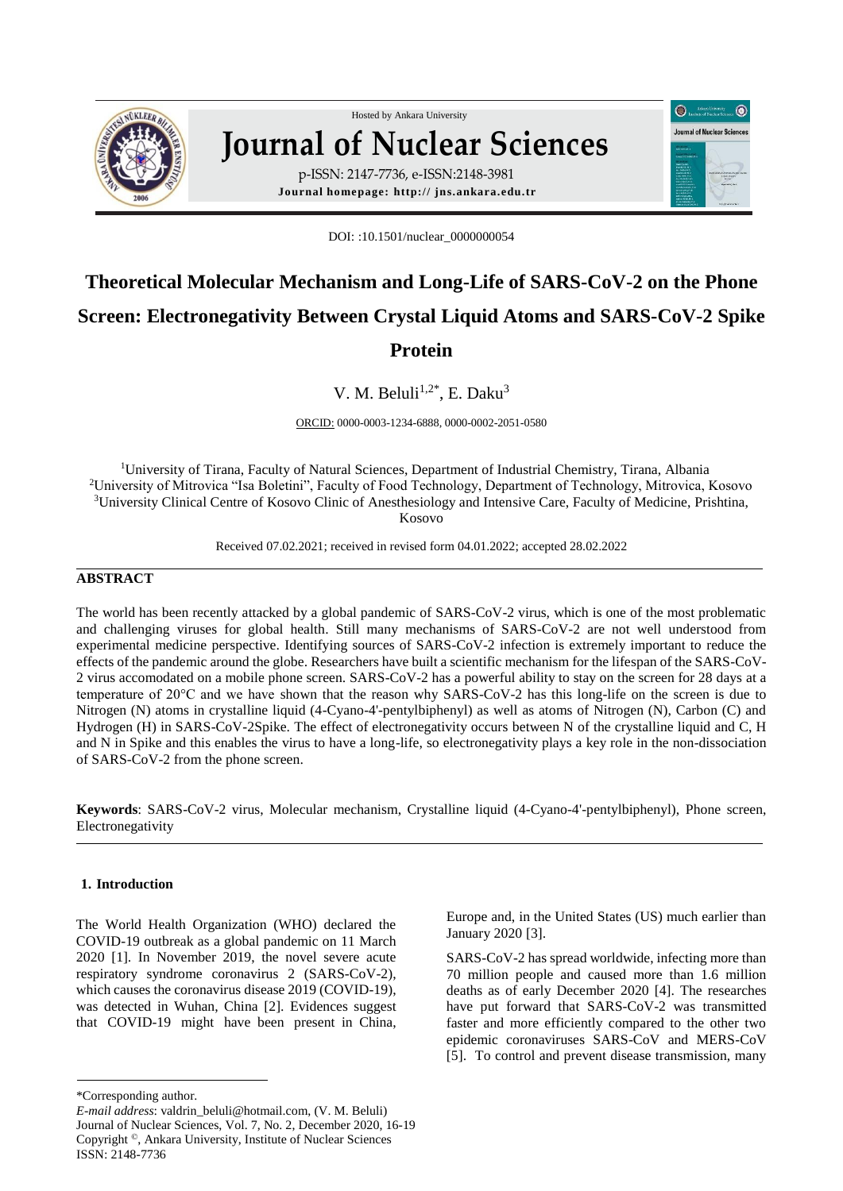Hosted by Ankara University

# Journal of Nuclear Sciences

p-ISSN: 2147-7736, e-ISSN:2148-3981

**Journal homepage: http:// jns.ankara.edu.tr**

DOI: :10.1501/nuclear_0000000054

# Theoretical Molecular Mechanism and Long-Life of SARS-CoV-2 on the Phone Screen: Electronegativity Between Crystal Liquid Atoms and SARS-CoV-2 Spike Protein

V. M. Beluli[1,2*], E. Daku[3]

ORCID: 0000-0003-1234-6888, 0000-0002-2051-0580

[1]University of Tirana, Faculty of Natural Sciences, Department of Industrial Chemistry, Tirana, Albania
[2]University of Mitrovica "Isa Boletini", Faculty of Food Technology, Department of Technology, Mitrovica, Kosovo
[3]University Clinical Centre of Kosovo Clinic of Anesthesiology and Intensive Care, Faculty of Medicine, Prishtina, Kosovo

Received 07.02.2021; received in revised form 04.01.2022; accepted 28.02.2022

## ABSTRACT

The world has been recently attacked by a global pandemic of SARS-CoV-2 virus, which is one of the most problematic and challenging viruses for global health. Still many mechanisms of SARS-CoV-2 are not well understood from experimental medicine perspective. Identifying sources of SARS-CoV-2 infection is extremely important to reduce the effects of the pandemic around the globe. Researchers have built a scientific mechanism for the lifespan of the SARS-CoV-2 virus accomodated on a mobile phone screen. SARS-CoV-2 has a powerful ability to stay on the screen for 28 days at a temperature of 20°C and we have shown that the reason why SARS-CoV-2 has this long-life on the screen is due to Nitrogen (N) atoms in crystalline liquid (4-Cyano-4'-pentylbiphenyl) as well as atoms of Nitrogen (N), Carbon (C) and Hydrogen (H) in SARS-CoV-2Spike. The effect of electronegativity occurs between N of the crystalline liquid and C, H and N in Spike and this enables the virus to have a long-life, so electronegativity plays a key role in the non-dissociation of SARS-CoV-2 from the phone screen.

**Keywords**: SARS-CoV-2 virus, Molecular mechanism, Crystalline liquid (4-Cyano-4'-pentylbiphenyl), Phone screen, Electronegativity

## 1. Introduction

The World Health Organization (WHO) declared the COVID-19 outbreak as a global pandemic on 11 March 2020 [1]. In November 2019, the novel severe acute respiratory syndrome coronavirus 2 (SARS-CoV-2), which causes the coronavirus disease 2019 (COVID-19), was detected in Wuhan, China [2]. Evidences suggest that COVID-19 might have been present in China, Europe and, in the United States (US) much earlier than January 2020 [3].

SARS-CoV-2 has spread worldwide, infecting more than 70 million people and caused more than 1.6 million deaths as of early December 2020 [4]. The researches have put forward that SARS-CoV-2 was transmitted faster and more efficiently compared to the other two epidemic coronaviruses SARS-CoV and MERS-CoV [5]. To control and prevent disease transmission, many

*Corresponding author.
*E-mail address*: valdrin_beluli@hotmail.com, (V. M. Beluli)
Journal of Nuclear Sciences, Vol. 7, No. 2, December 2020, 16-19
Copyright ©, Ankara University, Institute of Nuclear Sciences
ISSN: 2148-7736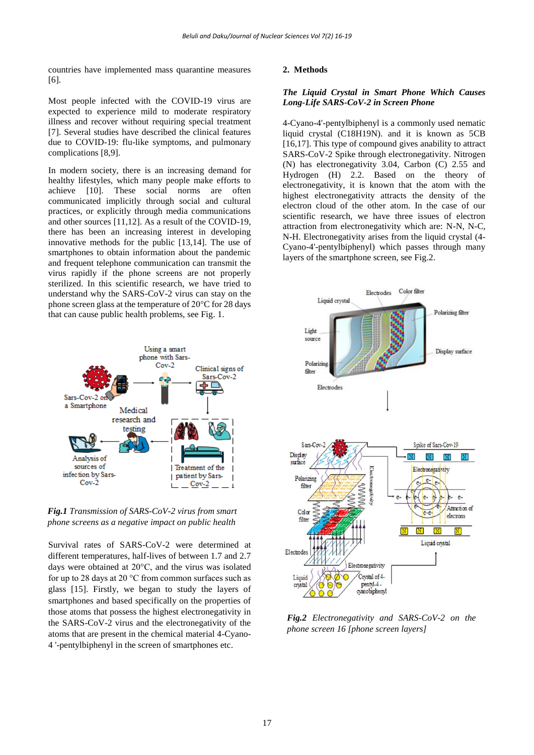countries have implemented mass quarantine measures [6].

Most people infected with the COVID-19 virus are expected to experience mild to moderate respiratory illness and recover without requiring special treatment [7]. Several studies have described the clinical features due to COVID-19: flu-like symptoms, and pulmonary complications [8,9].

In modern society, there is an increasing demand for healthy lifestyles, which many people make efforts to achieve [10]. These social norms are often communicated implicitly through social and cultural practices, or explicitly through media communications and other sources [11,12]. As a result of the COVID-19, there has been an increasing interest in developing innovative methods for the public [13,14]. The use of smartphones to obtain information about the pandemic and frequent telephone communication can transmit the virus rapidly if the phone screens are not properly sterilized. In this scientific research, we have tried to understand why the SARS-CoV-2 virus can stay on the phone screen glass at the temperature of 20°C for 28 days that can cause public health problems, see Fig. 1.

***Fig.1*** *Transmission of SARS-CoV-2 virus from smart phone screens as a negative impact on public health*

Survival rates of SARS-CoV-2 were determined at different temperatures, half-lives of between 1.7 and 2.7 days were reported at 20°C, and the virus was isolated for up to 28 days at 20 °C from common surfaces such as glass [15]. Firstly, we began to study the layers of smartphones and based specifically on the properties of those atoms that possess the highest electronegativity in the SARS-CoV-2 virus and the electronegativity of the atoms that are present in the chemical material 4-Cyano-4 '-pentylbiphenyl in the screen of smartphones etc.

## 2. Methods

***The Liquid Crystal in Smart Phone Which Causes Long-Life SARS-CoV-2 in Screen Phone***

4-Cyano-4'-pentylbiphenyl is a commonly used nematic liquid crystal ($C_{18}H_{19}N$). and it is known as 5CB [16,17]. This type of compound gives anability to attract SARS-CoV-2 Spike through electronegativity. Nitrogen (N) has electronegativity 3.04, Carbon (C) 2.55 and Hydrogen (H) 2.2. Based on the theory of electronegativity, it is known that the atom with the highest electronegativity attracts the density of the electron cloud of the other atom. In the case of our scientific research, we have three issues of electron attraction from electronegativity which are: N-N, N-C, N-H. Electronegativity arises from the liquid crystal (4-Cyano-4'-pentylbiphenyl) which passes through many layers of the smartphone screen, see Fig.2.

***Fig.2*** *Electronegativity and SARS-CoV-2 on the phone screen 16 [phone screen layers]*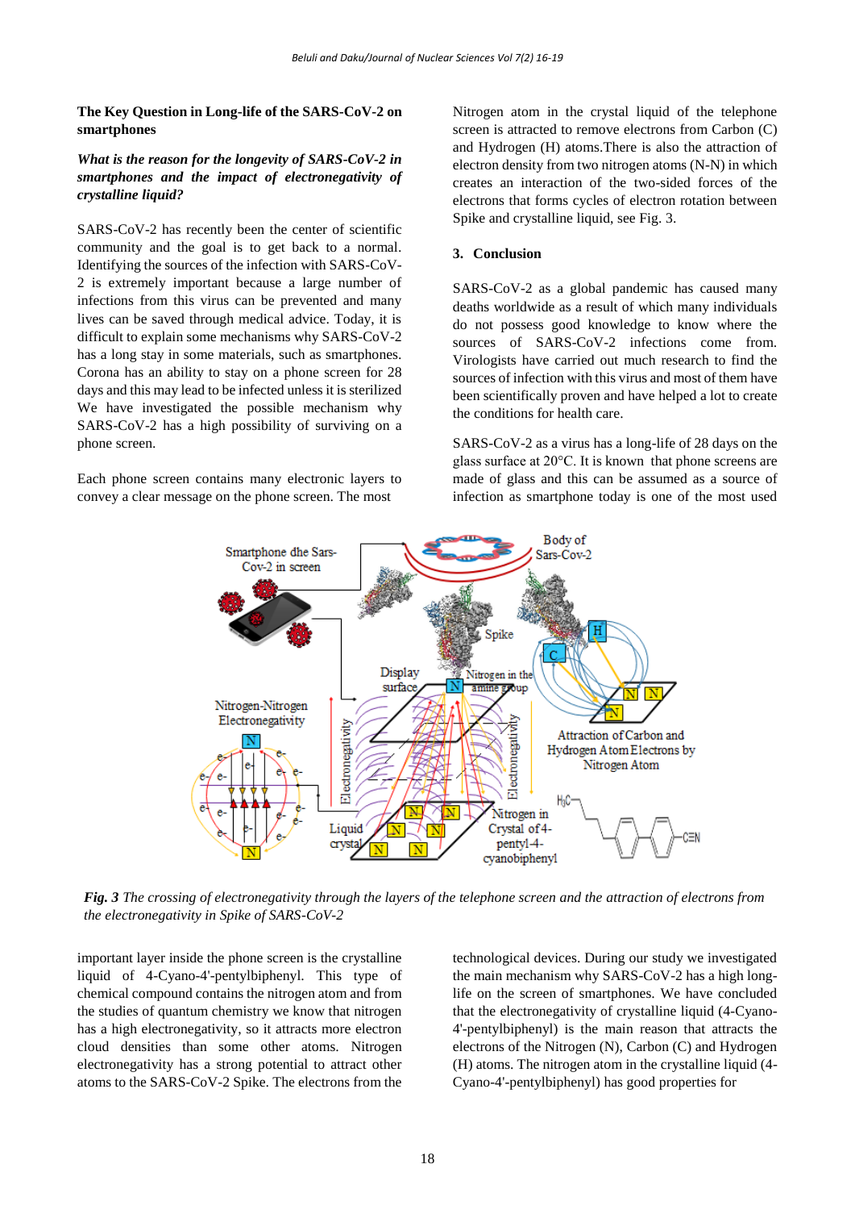**The Key Question in Long-life of the SARS-CoV-2 on smartphones**

***What is the reason for the longevity of SARS-CoV-2 in smartphones and the impact of electronegativity of crystalline liquid?***

SARS-CoV-2 has recently been the center of scientific community and the goal is to get back to a normal. Identifying the sources of the infection with SARS-CoV-2 is extremely important because a large number of infections from this virus can be prevented and many lives can be saved through medical advice. Today, it is difficult to explain some mechanisms why SARS-CoV-2 has a long stay in some materials, such as smartphones. Corona has an ability to stay on a phone screen for 28 days and this may lead to be infected unless it is sterilized We have investigated the possible mechanism why SARS-CoV-2 has a high possibility of surviving on a phone screen.

Each phone screen contains many electronic layers to convey a clear message on the phone screen. The most important layer inside the phone screen is the crystalline liquid of 4-Cyano-4'-pentylbiphenyl. This type of chemical compound contains the nitrogen atom and from the studies of quantum chemistry we know that nitrogen has a high electronegativity, so it attracts more electron cloud densities than some other atoms. Nitrogen electronegativity has a strong potential to attract other atoms to the SARS-CoV-2 Spike. The electrons from the Nitrogen atom in the crystal liquid of the telephone screen is attracted to remove electrons from Carbon (C) and Hydrogen (H) atoms.There is also the attraction of electron density from two nitrogen atoms (N-N) in which creates an interaction of the two-sided forces of the electrons that forms cycles of electron rotation between Spike and crystalline liquid, see Fig. 3.

## 3. Conclusion

SARS-CoV-2 as a global pandemic has caused many deaths worldwide as a result of which many individuals do not possess good knowledge to know where the sources of SARS-CoV-2 infections come from. Virologists have carried out much research to find the sources of infection with this virus and most of them have been scientifically proven and have helped a lot to create the conditions for health care.

SARS-CoV-2 as a virus has a long-life of 28 days on the glass surface at 20°C. It is known that phone screens are made of glass and this can be assumed as a source of infection as smartphone today is one of the most used technological devices. During our study we investigated the main mechanism why SARS-CoV-2 has a high long-life on the screen of smartphones. We have concluded that the electronegativity of crystalline liquid (4-Cyano-4'-pentylbiphenyl) is the main reason that attracts the electrons of the Nitrogen (N), Carbon (C) and Hydrogen (H) atoms. The nitrogen atom in the crystalline liquid (4-Cyano-4'-pentylbiphenyl) has good properties for

***Fig. 3*** *The crossing of electronegativity through the layers of the telephone screen and the attraction of electrons from the electronegativity in Spike of SARS-CoV-2*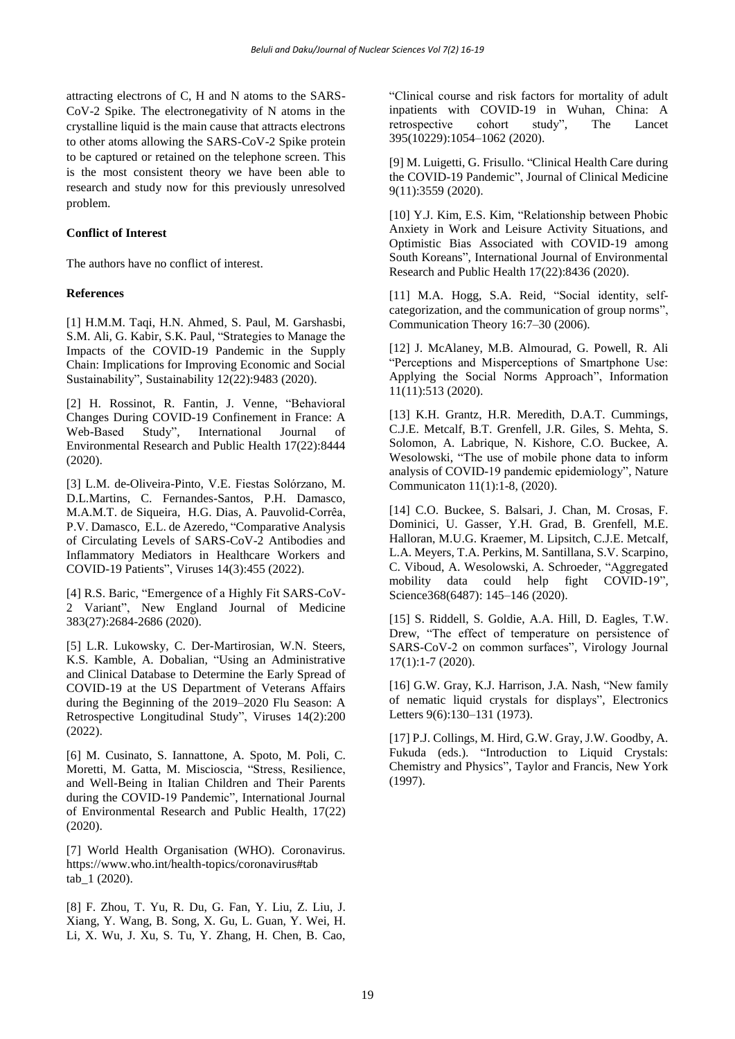attracting electrons of C, H and N atoms to the SARS-CoV-2 Spike. The electronegativity of N atoms in the crystalline liquid is the main cause that attracts electrons to other atoms allowing the SARS-CoV-2 Spike protein to be captured or retained on the telephone screen. This is the most consistent theory we have been able to research and study now for this previously unresolved problem.

**Conflict of Interest**

The authors have no conflict of interest.

**References**

[1] H.M.M. Taqi, H.N. Ahmed, S. Paul, M. Garshasbi, S.M. Ali, G. Kabir, S.K. Paul, "Strategies to Manage the Impacts of the COVID-19 Pandemic in the Supply Chain: Implications for Improving Economic and Social Sustainability", Sustainability 12(22):9483 (2020).

[2] H. Rossinot, R. Fantin, J. Venne, "Behavioral Changes During COVID-19 Confinement in France: A Web-Based Study", International Journal of Environmental Research and Public Health 17(22):8444 (2020).

[3] L.M. de-Oliveira-Pinto, V.E. Fiestas Solórzano, M. D.L.Martins, C. Fernandes-Santos, P.H. Damasco, M.A.M.T. de Siqueira, H.G. Dias, A. Pauvolid-Corrêa, P.V. Damasco, E.L. de Azeredo, "Comparative Analysis of Circulating Levels of SARS-CoV-2 Antibodies and Inflammatory Mediators in Healthcare Workers and COVID-19 Patients", Viruses 14(3):455 (2022).

[4] R.S. Baric, "Emergence of a Highly Fit SARS-CoV-2 Variant", New England Journal of Medicine 383(27):2684-2686 (2020).

[5] L.R. Lukowsky, C. Der-Martirosian, W.N. Steers, K.S. Kamble, A. Dobalian, "Using an Administrative and Clinical Database to Determine the Early Spread of COVID-19 at the US Department of Veterans Affairs during the Beginning of the 2019–2020 Flu Season: A Retrospective Longitudinal Study", Viruses 14(2):200 (2022).

[6] M. Cusinato, S. Iannattone, A. Spoto, M. Poli, C. Moretti, M. Gatta, M. Miscioscia, "Stress, Resilience, and Well-Being in Italian Children and Their Parents during the COVID-19 Pandemic", International Journal of Environmental Research and Public Health, 17(22) (2020).

[7] World Health Organisation (WHO). Coronavirus. https://www.who.int/health-topics/coronavirus#tab tab_1 (2020).

[8] F. Zhou, T. Yu, R. Du, G. Fan, Y. Liu, Z. Liu, J. Xiang, Y. Wang, B. Song, X. Gu, L. Guan, Y. Wei, H. Li, X. Wu, J. Xu, S. Tu, Y. Zhang, H. Chen, B. Cao, "Clinical course and risk factors for mortality of adult inpatients with COVID-19 in Wuhan, China: A retrospective cohort study", The Lancet 395(10229):1054–1062 (2020).

[9] M. Luigetti, G. Frisullo. "Clinical Health Care during the COVID-19 Pandemic", Journal of Clinical Medicine 9(11):3559 (2020).

[10] Y.J. Kim, E.S. Kim, "Relationship between Phobic Anxiety in Work and Leisure Activity Situations, and Optimistic Bias Associated with COVID-19 among South Koreans", International Journal of Environmental Research and Public Health 17(22):8436 (2020).

[11] M.A. Hogg, S.A. Reid, "Social identity, self-categorization, and the communication of group norms", Communication Theory 16:7–30 (2006).

[12] J. McAlaney, M.B. Almourad, G. Powell, R. Ali "Perceptions and Misperceptions of Smartphone Use: Applying the Social Norms Approach", Information 11(11):513 (2020).

[13] K.H. Grantz, H.R. Meredith, D.A.T. Cummings, C.J.E. Metcalf, B.T. Grenfell, J.R. Giles, S. Mehta, S. Solomon, A. Labrique, N. Kishore, C.O. Buckee, A. Wesolowski, "The use of mobile phone data to inform analysis of COVID-19 pandemic epidemiology", Nature Communicaton 11(1):1-8, (2020).

[14] C.O. Buckee, S. Balsari, J. Chan, M. Crosas, F. Dominici, U. Gasser, Y.H. Grad, B. Grenfell, M.E. Halloran, M.U.G. Kraemer, M. Lipsitch, C.J.E. Metcalf, L.A. Meyers, T.A. Perkins, M. Santillana, S.V. Scarpino, C. Viboud, A. Wesolowski, A. Schroeder, "Aggregated mobility data could help fight COVID-19", Science368(6487): 145–146 (2020).

[15] S. Riddell, S. Goldie, A.A. Hill, D. Eagles, T.W. Drew, "The effect of temperature on persistence of SARS-CoV-2 on common surfaces", Virology Journal 17(1):1-7 (2020).

[16] G.W. Gray, K.J. Harrison, J.A. Nash, "New family of nematic liquid crystals for displays", Electronics Letters 9(6):130–131 (1973).

[17] P.J. Collings, M. Hird, G.W. Gray, J.W. Goodby, A. Fukuda (eds.). "Introduction to Liquid Crystals: Chemistry and Physics", Taylor and Francis, New York (1997).